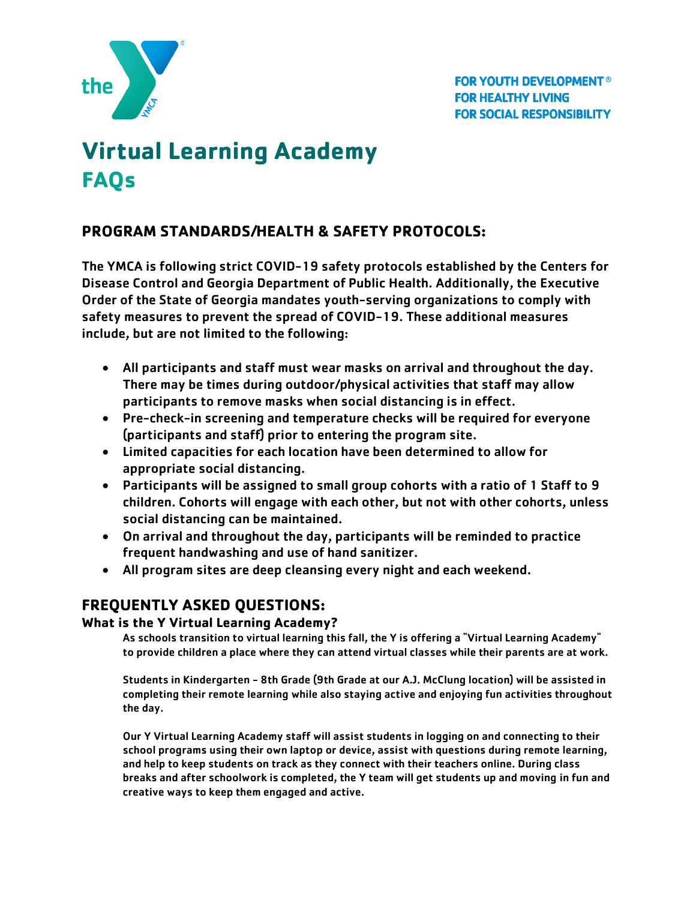FOR YOUTH DEVELOPMENT®
FOR HEALTHY LIVING
FOR SOCIAL RESPONSIBILITY

# Virtual Learning Academy
## FAQs

### PROGRAM STANDARDS/HEALTH & SAFETY PROTOCOLS:

**The YMCA is following strict COVID-19 safety protocols established by the Centers for Disease Control and Georgia Department of Public Health. Additionally, the Executive Order of the State of Georgia mandates youth-serving organizations to comply with safety measures to prevent the spread of COVID-19. These additional measures include, but are not limited to the following:**

- All participants and staff must wear masks on arrival and throughout the day. There may be times during outdoor/physical activities that staff may allow participants to remove masks when social distancing is in effect.
- Pre-check-in screening and temperature checks will be required for everyone (participants and staff) prior to entering the program site.
- Limited capacities for each location have been determined to allow for appropriate social distancing.
- Participants will be assigned to small group cohorts with a ratio of 1 Staff to 9 children. Cohorts will engage with each other, but not with other cohorts, unless social distancing can be maintained.
- On arrival and throughout the day, participants will be reminded to practice frequent handwashing and use of hand sanitizer.
- All program sites are deep cleansing every night and each weekend.

## FREQUENTLY ASKED QUESTIONS:

### What is the Y Virtual Learning Academy?

As schools transition to virtual learning this fall, the Y is offering a "Virtual Learning Academy" to provide children a place where they can attend virtual classes while their parents are at work.

Students in Kindergarten - 8th Grade (9th Grade at our A.J. McClung location) will be assisted in completing their remote learning while also staying active and enjoying fun activities throughout the day.

Our Y Virtual Learning Academy staff will assist students in logging on and connecting to their school programs using their own laptop or device, assist with questions during remote learning, and help to keep students on track as they connect with their teachers online. During class breaks and after schoolwork is completed, the Y team will get students up and moving in fun and creative ways to keep them engaged and active.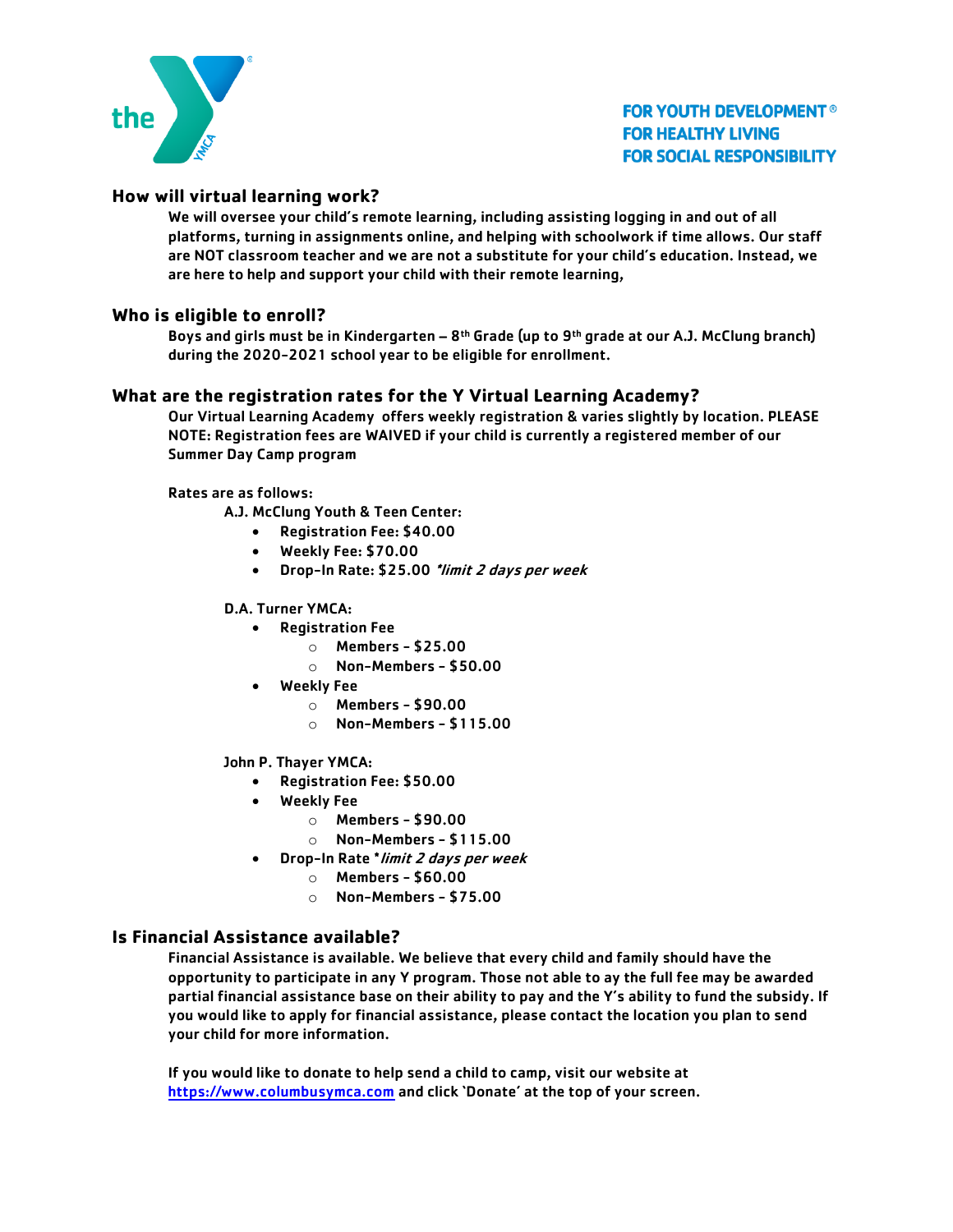FOR YOUTH DEVELOPMENT®
FOR HEALTHY LIVING
FOR SOCIAL RESPONSIBILITY

## How will virtual learning work?

We will oversee your child's remote learning, including assisting logging in and out of all platforms, turning in assignments online, and helping with schoolwork if time allows. Our staff are NOT classroom teacher and we are not a substitute for your child's education. Instead, we are here to help and support your child with their remote learning,

## Who is eligible to enroll?

Boys and girls must be in Kindergarten – 8th Grade (up to 9th grade at our A.J. McClung branch) during the 2020-2021 school year to be eligible for enrollment.

## What are the registration rates for the Y Virtual Learning Academy?

Our Virtual Learning Academy offers weekly registration & varies slightly by location. PLEASE NOTE: Registration fees are WAIVED if your child is currently a registered member of our Summer Day Camp program

Rates are as follows:

A.J. McClung Youth & Teen Center:

- Registration Fee: $40.00
- Weekly Fee: $70.00
- Drop-In Rate: $25.00 *\*limit 2 days per week*

D.A. Turner YMCA:

- Registration Fee
  - Members - $25.00
  - Non-Members - $50.00
- Weekly Fee
  - Members - $90.00
  - Non-Members - $115.00

John P. Thayer YMCA:

- Registration Fee: $50.00
- Weekly Fee
  - Members - $90.00
  - Non-Members - $115.00
- Drop-In Rate *\*limit 2 days per week*
  - Members - $60.00
  - Non-Members - $75.00

## Is Financial Assistance available?

Financial Assistance is available. We believe that every child and family should have the opportunity to participate in any Y program. Those not able to ay the full fee may be awarded partial financial assistance base on their ability to pay and the Y's ability to fund the subsidy. If you would like to apply for financial assistance, please contact the location you plan to send your child for more information.

If you would like to donate to help send a child to camp, visit our website at https://www.columbusymca.com and click 'Donate' at the top of your screen.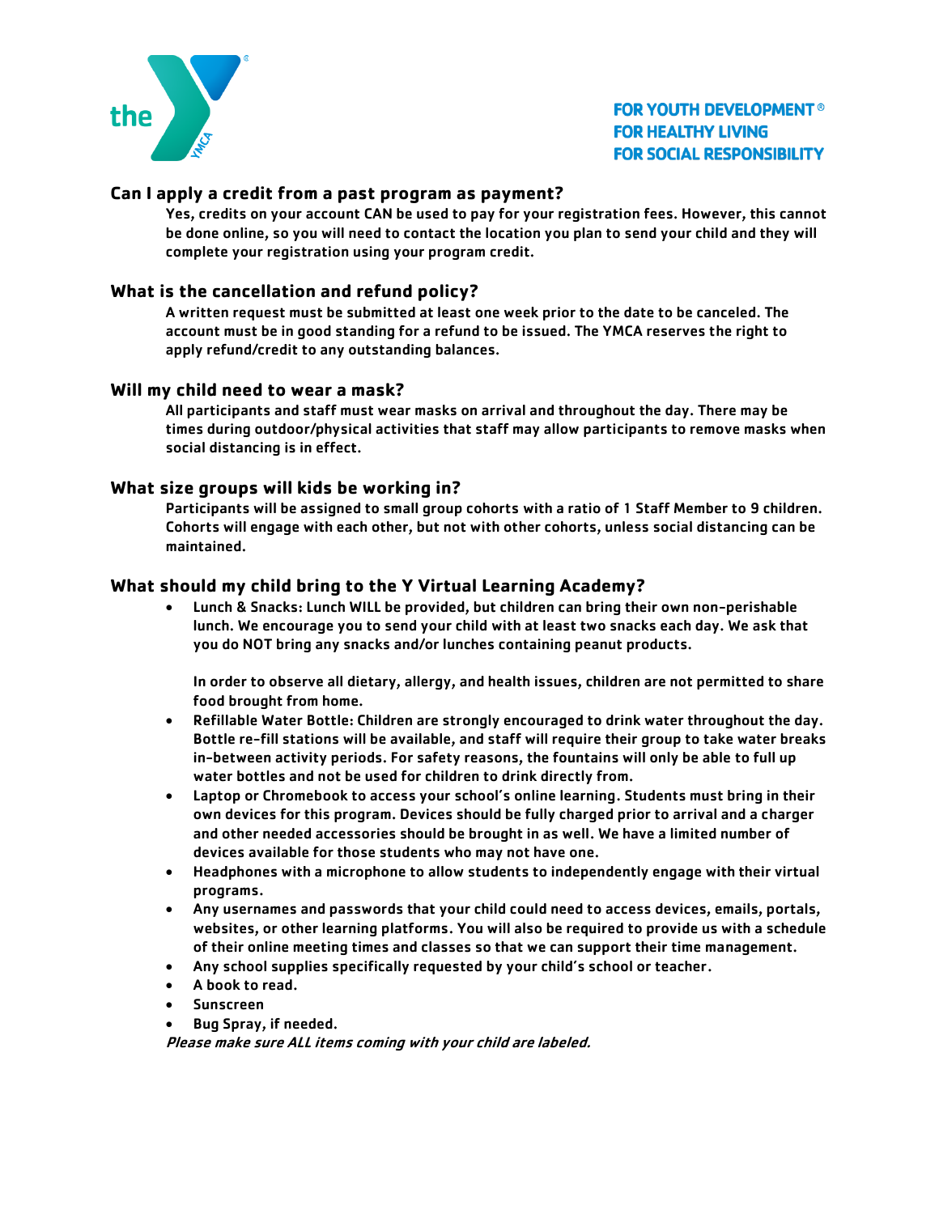FOR YOUTH DEVELOPMENT®
FOR HEALTHY LIVING
FOR SOCIAL RESPONSIBILITY

## Can I apply a credit from a past program as payment?

Yes, credits on your account CAN be used to pay for your registration fees. However, this cannot be done online, so you will need to contact the location you plan to send your child and they will complete your registration using your program credit.

## What is the cancellation and refund policy?

A written request must be submitted at least one week prior to the date to be canceled. The account must be in good standing for a refund to be issued. The YMCA reserves the right to apply refund/credit to any outstanding balances.

## Will my child need to wear a mask?

All participants and staff must wear masks on arrival and throughout the day. There may be times during outdoor/physical activities that staff may allow participants to remove masks when social distancing is in effect.

## What size groups will kids be working in?

Participants will be assigned to small group cohorts with a ratio of 1 Staff Member to 9 children. Cohorts will engage with each other, but not with other cohorts, unless social distancing can be maintained.

## What should my child bring to the Y Virtual Learning Academy?

- Lunch & Snacks: Lunch WILL be provided, but children can bring their own non-perishable lunch. We encourage you to send your child with at least two snacks each day. We ask that you do NOT bring any snacks and/or lunches containing peanut products.

  In order to observe all dietary, allergy, and health issues, children are not permitted to share food brought from home.
- Refillable Water Bottle: Children are strongly encouraged to drink water throughout the day. Bottle re-fill stations will be available, and staff will require their group to take water breaks in-between activity periods. For safety reasons, the fountains will only be able to full up water bottles and not be used for children to drink directly from.
- Laptop or Chromebook to access your school's online learning. Students must bring in their own devices for this program. Devices should be fully charged prior to arrival and a charger and other needed accessories should be brought in as well. We have a limited number of devices available for those students who may not have one.
- Headphones with a microphone to allow students to independently engage with their virtual programs.
- Any usernames and passwords that your child could need to access devices, emails, portals, websites, or other learning platforms. You will also be required to provide us with a schedule of their online meeting times and classes so that we can support their time management.
- Any school supplies specifically requested by your child's school or teacher.
- A book to read.
- Sunscreen
- Bug Spray, if needed.

*Please make sure ALL items coming with your child are labeled.*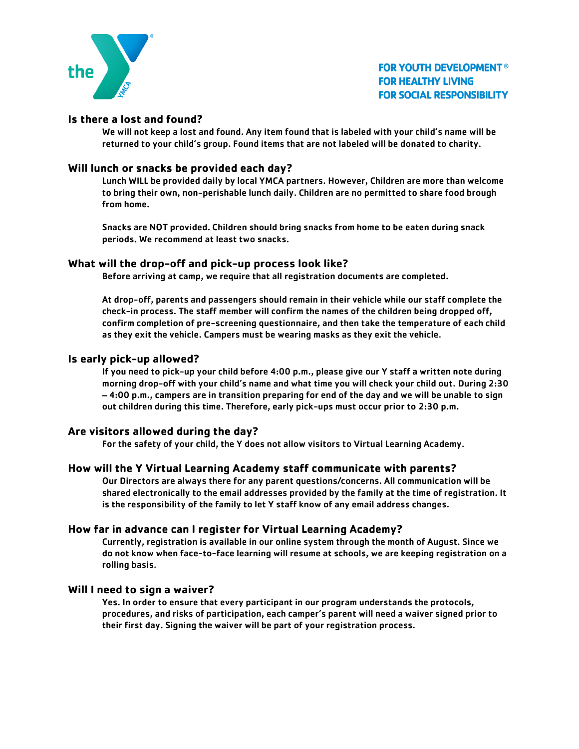FOR YOUTH DEVELOPMENT®
FOR HEALTHY LIVING
FOR SOCIAL RESPONSIBILITY

## Is there a lost and found?

We will not keep a lost and found. Any item found that is labeled with your child's name will be returned to your child's group. Found items that are not labeled will be donated to charity.

## Will lunch or snacks be provided each day?

Lunch WILL be provided daily by local YMCA partners. However, Children are more than welcome to bring their own, non-perishable lunch daily. Children are no permitted to share food brough from home.

Snacks are NOT provided. Children should bring snacks from home to be eaten during snack periods. We recommend at least two snacks.

## What will the drop-off and pick-up process look like?

Before arriving at camp, we require that all registration documents are completed.

At drop-off, parents and passengers should remain in their vehicle while our staff complete the check-in process. The staff member will confirm the names of the children being dropped off, confirm completion of pre-screening questionnaire, and then take the temperature of each child as they exit the vehicle. Campers must be wearing masks as they exit the vehicle.

## Is early pick-up allowed?

If you need to pick-up your child before 4:00 p.m., please give our Y staff a written note during morning drop-off with your child's name and what time you will check your child out. During 2:30 – 4:00 p.m., campers are in transition preparing for end of the day and we will be unable to sign out children during this time. Therefore, early pick-ups must occur prior to 2:30 p.m.

## Are visitors allowed during the day?

For the safety of your child, the Y does not allow visitors to Virtual Learning Academy.

## How will the Y Virtual Learning Academy staff communicate with parents?

Our Directors are always there for any parent questions/concerns. All communication will be shared electronically to the email addresses provided by the family at the time of registration. It is the responsibility of the family to let Y staff know of any email address changes.

## How far in advance can I register for Virtual Learning Academy?

Currently, registration is available in our online system through the month of August. Since we do not know when face-to-face learning will resume at schools, we are keeping registration on a rolling basis.

## Will I need to sign a waiver?

Yes. In order to ensure that every participant in our program understands the protocols, procedures, and risks of participation, each camper's parent will need a waiver signed prior to their first day. Signing the waiver will be part of your registration process.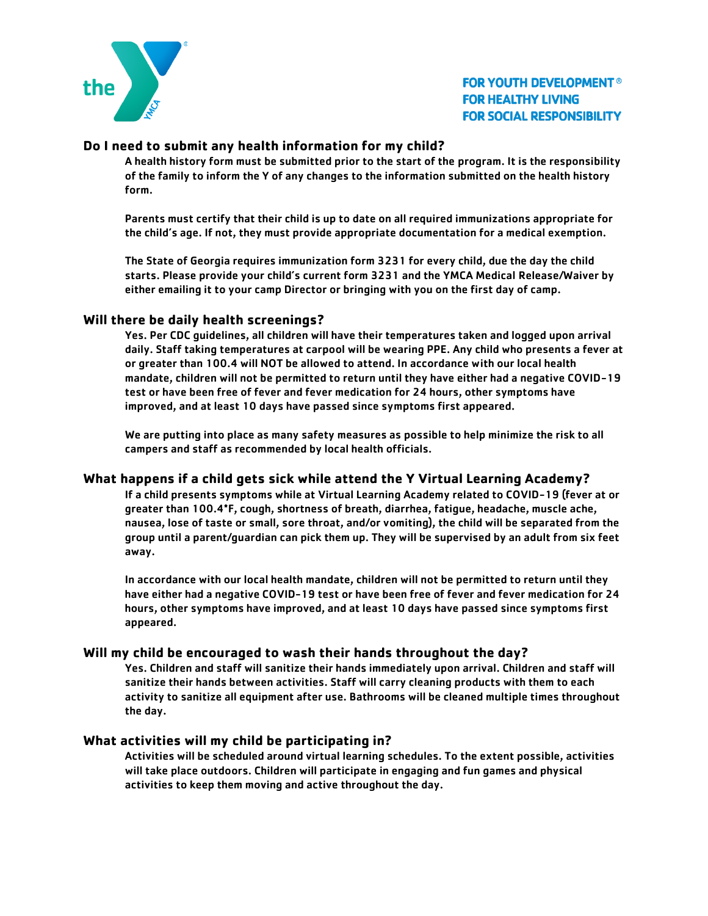FOR YOUTH DEVELOPMENT®
FOR HEALTHY LIVING
FOR SOCIAL RESPONSIBILITY

## Do I need to submit any health information for my child?

A health history form must be submitted prior to the start of the program. It is the responsibility of the family to inform the Y of any changes to the information submitted on the health history form.

Parents must certify that their child is up to date on all required immunizations appropriate for the child's age. If not, they must provide appropriate documentation for a medical exemption.

The State of Georgia requires immunization form 3231 for every child, due the day the child starts. Please provide your child's current form 3231 and the YMCA Medical Release/Waiver by either emailing it to your camp Director or bringing with you on the first day of camp.

## Will there be daily health screenings?

Yes. Per CDC guidelines, all children will have their temperatures taken and logged upon arrival daily. Staff taking temperatures at carpool will be wearing PPE. Any child who presents a fever at or greater than 100.4 will NOT be allowed to attend. In accordance with our local health mandate, children will not be permitted to return until they have either had a negative COVID-19 test or have been free of fever and fever medication for 24 hours, other symptoms have improved, and at least 10 days have passed since symptoms first appeared.

We are putting into place as many safety measures as possible to help minimize the risk to all campers and staff as recommended by local health officials.

## What happens if a child gets sick while attend the Y Virtual Learning Academy?

If a child presents symptoms while at Virtual Learning Academy related to COVID-19 (fever at or greater than 100.4*F, cough, shortness of breath, diarrhea, fatigue, headache, muscle ache, nausea, lose of taste or small, sore throat, and/or vomiting), the child will be separated from the group until a parent/guardian can pick them up. They will be supervised by an adult from six feet away.

In accordance with our local health mandate, children will not be permitted to return until they have either had a negative COVID-19 test or have been free of fever and fever medication for 24 hours, other symptoms have improved, and at least 10 days have passed since symptoms first appeared.

## Will my child be encouraged to wash their hands throughout the day?

Yes. Children and staff will sanitize their hands immediately upon arrival. Children and staff will sanitize their hands between activities. Staff will carry cleaning products with them to each activity to sanitize all equipment after use. Bathrooms will be cleaned multiple times throughout the day.

## What activities will my child be participating in?

Activities will be scheduled around virtual learning schedules. To the extent possible, activities will take place outdoors. Children will participate in engaging and fun games and physical activities to keep them moving and active throughout the day.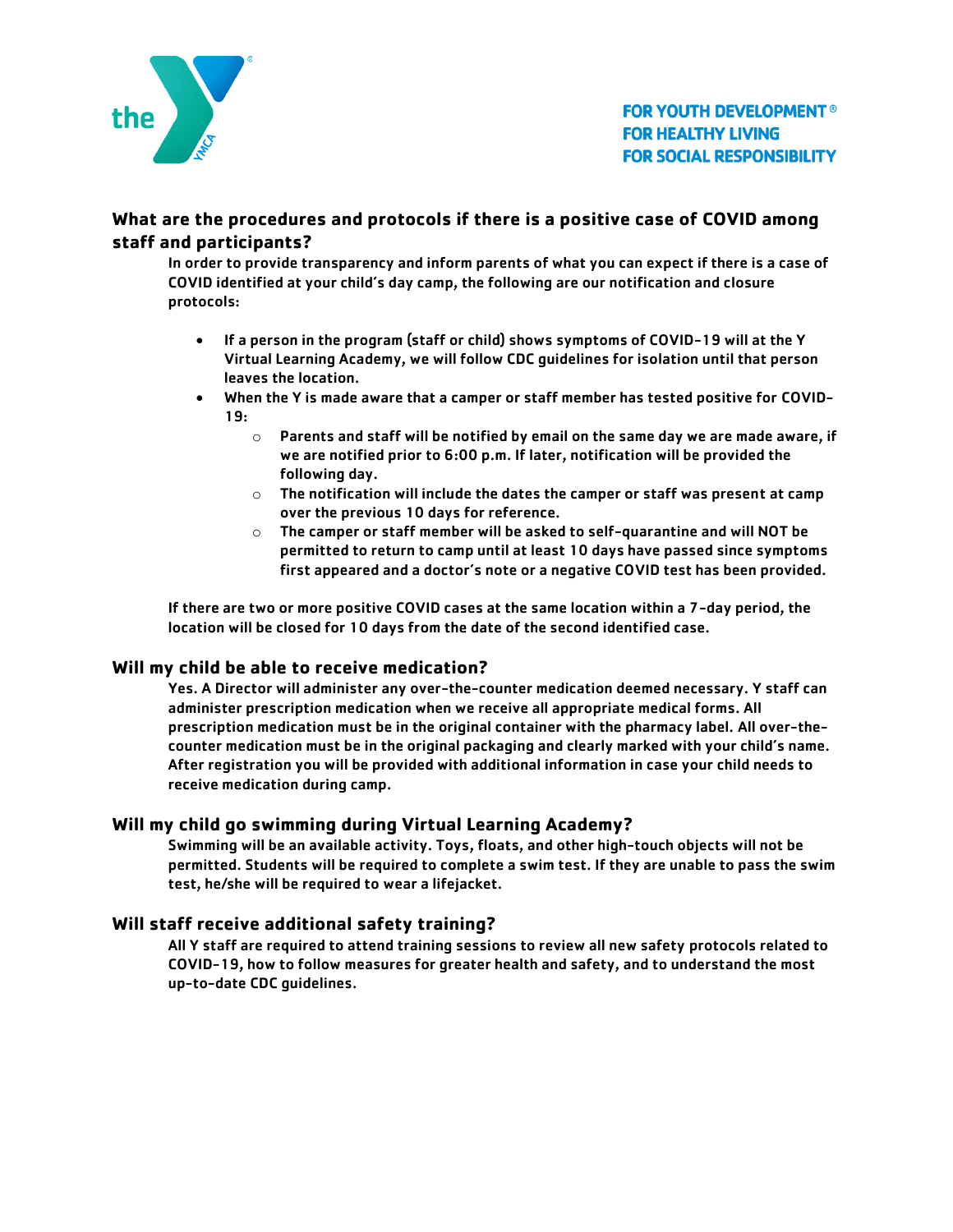## What are the procedures and protocols if there is a positive case of COVID among staff and participants?

In order to provide transparency and inform parents of what you can expect if there is a case of COVID identified at your child's day camp, the following are our notification and closure protocols:

- If a person in the program (staff or child) shows symptoms of COVID-19 will at the Y Virtual Learning Academy, we will follow CDC guidelines for isolation until that person leaves the location.
- When the Y is made aware that a camper or staff member has tested positive for COVID-19:
  - Parents and staff will be notified by email on the same day we are made aware, if we are notified prior to 6:00 p.m. If later, notification will be provided the following day.
  - The notification will include the dates the camper or staff was present at camp over the previous 10 days for reference.
  - The camper or staff member will be asked to self-quarantine and will NOT be permitted to return to camp until at least 10 days have passed since symptoms first appeared and a doctor's note or a negative COVID test has been provided.

If there are two or more positive COVID cases at the same location within a 7-day period, the location will be closed for 10 days from the date of the second identified case.

## Will my child be able to receive medication?

Yes. A Director will administer any over-the-counter medication deemed necessary. Y staff can administer prescription medication when we receive all appropriate medical forms. All prescription medication must be in the original container with the pharmacy label. All over-the-counter medication must be in the original packaging and clearly marked with your child's name. After registration you will be provided with additional information in case your child needs to receive medication during camp.

## Will my child go swimming during Virtual Learning Academy?

Swimming will be an available activity. Toys, floats, and other high-touch objects will not be permitted. Students will be required to complete a swim test. If they are unable to pass the swim test, he/she will be required to wear a lifejacket.

## Will staff receive additional safety training?

All Y staff are required to attend training sessions to review all new safety protocols related to COVID-19, how to follow measures for greater health and safety, and to understand the most up-to-date CDC guidelines.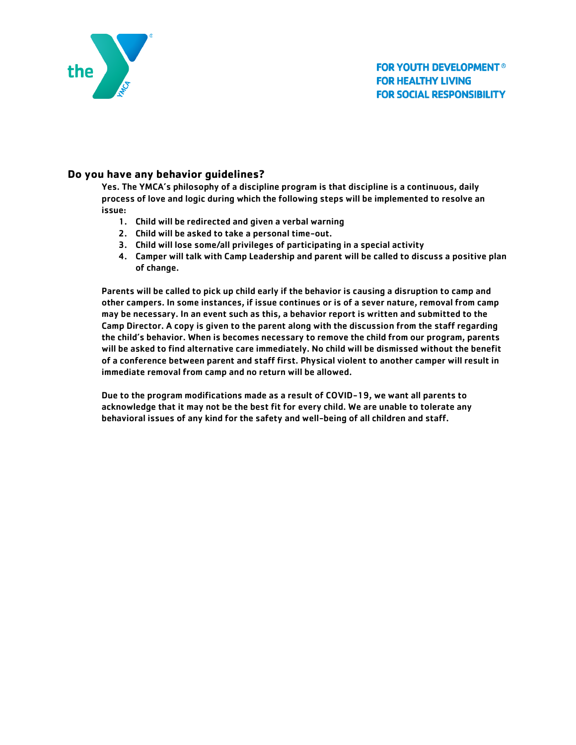FOR YOUTH DEVELOPMENT®
FOR HEALTHY LIVING
FOR SOCIAL RESPONSIBILITY

## Do you have any behavior guidelines?

Yes. The YMCA's philosophy of a discipline program is that discipline is a continuous, daily process of love and logic during which the following steps will be implemented to resolve an issue:

1. Child will be redirected and given a verbal warning
2. Child will be asked to take a personal time-out.
3. Child will lose some/all privileges of participating in a special activity
4. Camper will talk with Camp Leadership and parent will be called to discuss a positive plan of change.

Parents will be called to pick up child early if the behavior is causing a disruption to camp and other campers. In some instances, if issue continues or is of a sever nature, removal from camp may be necessary. In an event such as this, a behavior report is written and submitted to the Camp Director. A copy is given to the parent along with the discussion from the staff regarding the child's behavior. When is becomes necessary to remove the child from our program, parents will be asked to find alternative care immediately. No child will be dismissed without the benefit of a conference between parent and staff first. Physical violent to another camper will result in immediate removal from camp and no return will be allowed.

Due to the program modifications made as a result of COVID-19, we want all parents to acknowledge that it may not be the best fit for every child. We are unable to tolerate any behavioral issues of any kind for the safety and well-being of all children and staff.